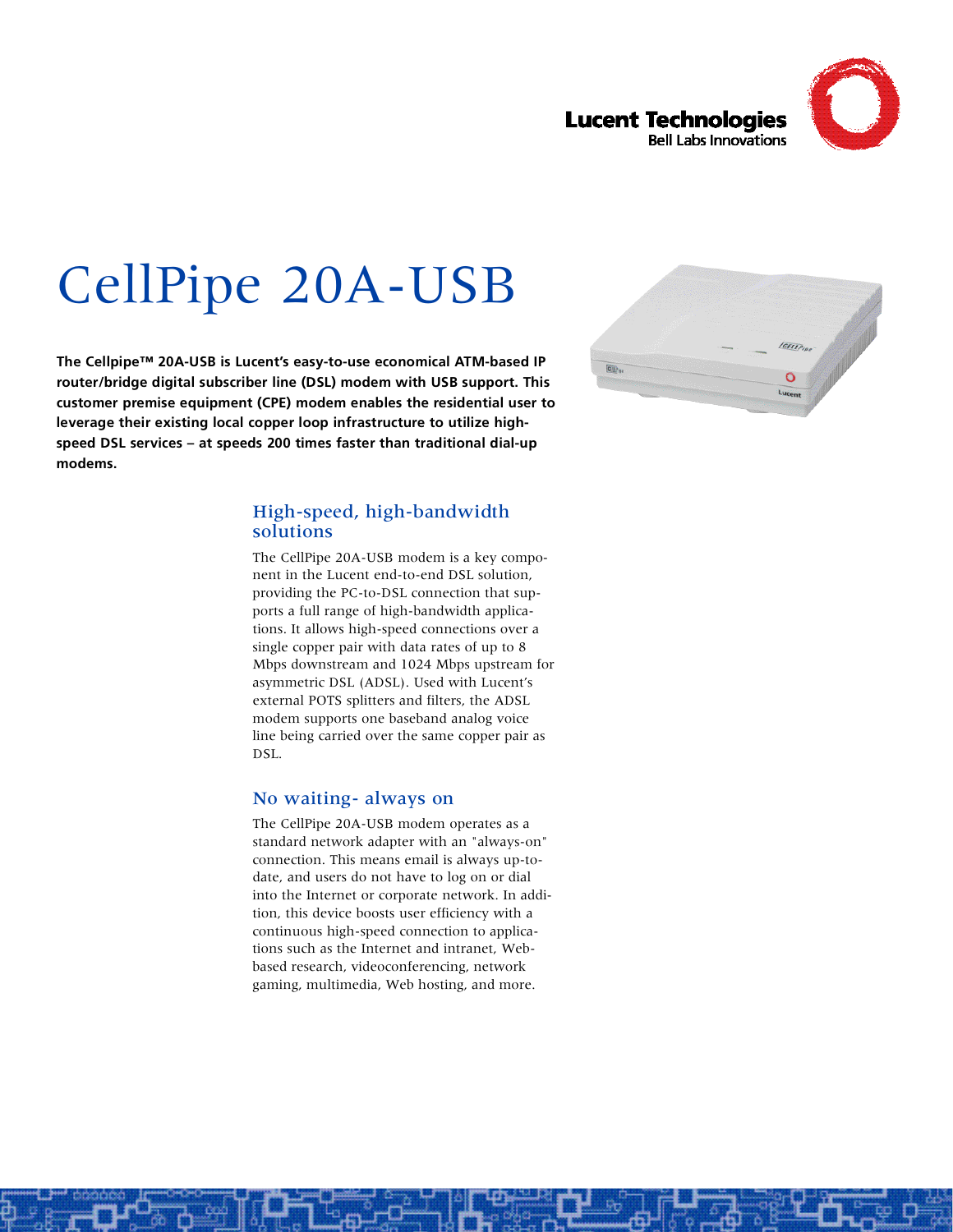# CellPipe 20A-USB

**The Cellpipe™ 20A-USB is Lucent's easy-to-use economical ATM-based IP router/bridge digital subscriber line (DSL) modem with USB support. This customer premise equipment (CPE) modem enables the residential user to leverage their existing local copper loop infrastructure to utilize high-speed DSL services – at speeds 200 times faster than traditional dial-up modems.**

## High-speed, high-bandwidth solutions

The CellPipe 20A-USB modem is a key component in the Lucent end-to-end DSL solution, providing the PC-to-DSL connection that supports a full range of high-bandwidth applications. It allows high-speed connections over a single copper pair with data rates of up to 8 Mbps downstream and 1024 Mbps upstream for asymmetric DSL (ADSL). Used with Lucent's external POTS splitters and filters, the ADSL modem supports one baseband analog voice line being carried over the same copper pair as DSL.

## No waiting- always on

The CellPipe 20A-USB modem operates as a standard network adapter with an "always-on" connection. This means email is always up-to-date, and users do not have to log on or dial into the Internet or corporate network. In addition, this device boosts user efficiency with a continuous high-speed connection to applications such as the Internet and intranet, Web-based research, videoconferencing, network gaming, multimedia, Web hosting, and more.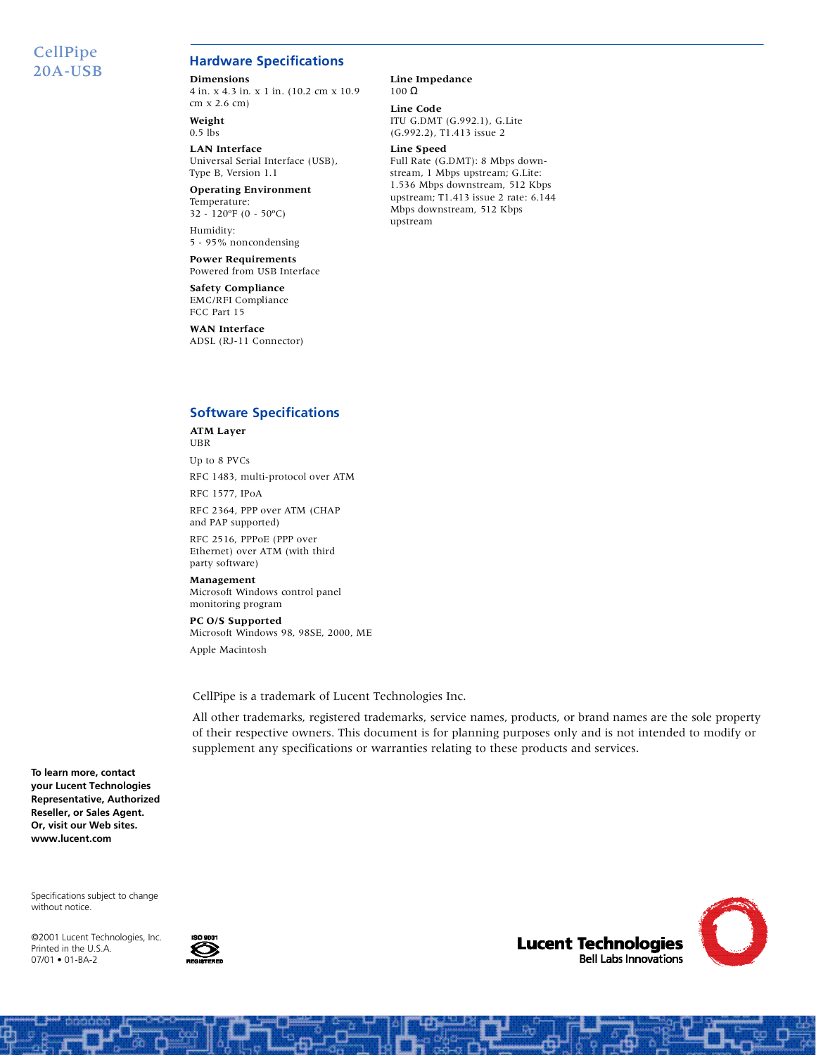CellPipe 20A-USB

## Hardware Specifications

**Dimensions**
4 in. x 4.3 in. x 1 in. (10.2 cm x 10.9 cm x 2.6 cm)

**Weight**
0.5 lbs

**LAN Interface**
Universal Serial Interface (USB), Type B, Version 1.1

**Operating Environment**
Temperature:
32 - 120ºF (0 - 50ºC)

Humidity:
5 - 95% noncondensing

**Power Requirements**
Powered from USB Interface

**Safety Compliance**
EMC/RFI Compliance
FCC Part 15

**WAN Interface**
ADSL (RJ-11 Connector)

**Line Impedance**
100 Ω

**Line Code**
ITU G.DMT (G.992.1), G.Lite (G.992.2), T1.413 issue 2

**Line Speed**
Full Rate (G.DMT): 8 Mbps downstream, 1 Mbps upstream; G.Lite: 1.536 Mbps downstream, 512 Kbps upstream; T1.413 issue 2 rate: 6.144 Mbps downstream, 512 Kbps upstream

## Software Specifications

**ATM Layer**
UBR

Up to 8 PVCs

RFC 1483, multi-protocol over ATM

RFC 1577, IPoA

RFC 2364, PPP over ATM (CHAP and PAP supported)

RFC 2516, PPPoE (PPP over Ethernet) over ATM (with third party software)

**Management**
Microsoft Windows control panel monitoring program

**PC O/S Supported**
Microsoft Windows 98, 98SE, 2000, ME

Apple Macintosh

CellPipe is a trademark of Lucent Technologies Inc.

All other trademarks, registered trademarks, service names, products, or brand names are the sole property of their respective owners. This document is for planning purposes only and is not intended to modify or supplement any specifications or warranties relating to these products and services.

**To learn more, contact your Lucent Technologies Representative, Authorized Reseller, or Sales Agent. Or, visit our Web sites. www.lucent.com**

Specifications subject to change without notice.

©2001 Lucent Technologies, Inc.
Printed in the U.S.A.
07/01 • 01-BA-2

ISO 9001 REGISTERED

Lucent Technologies
Bell Labs Innovations